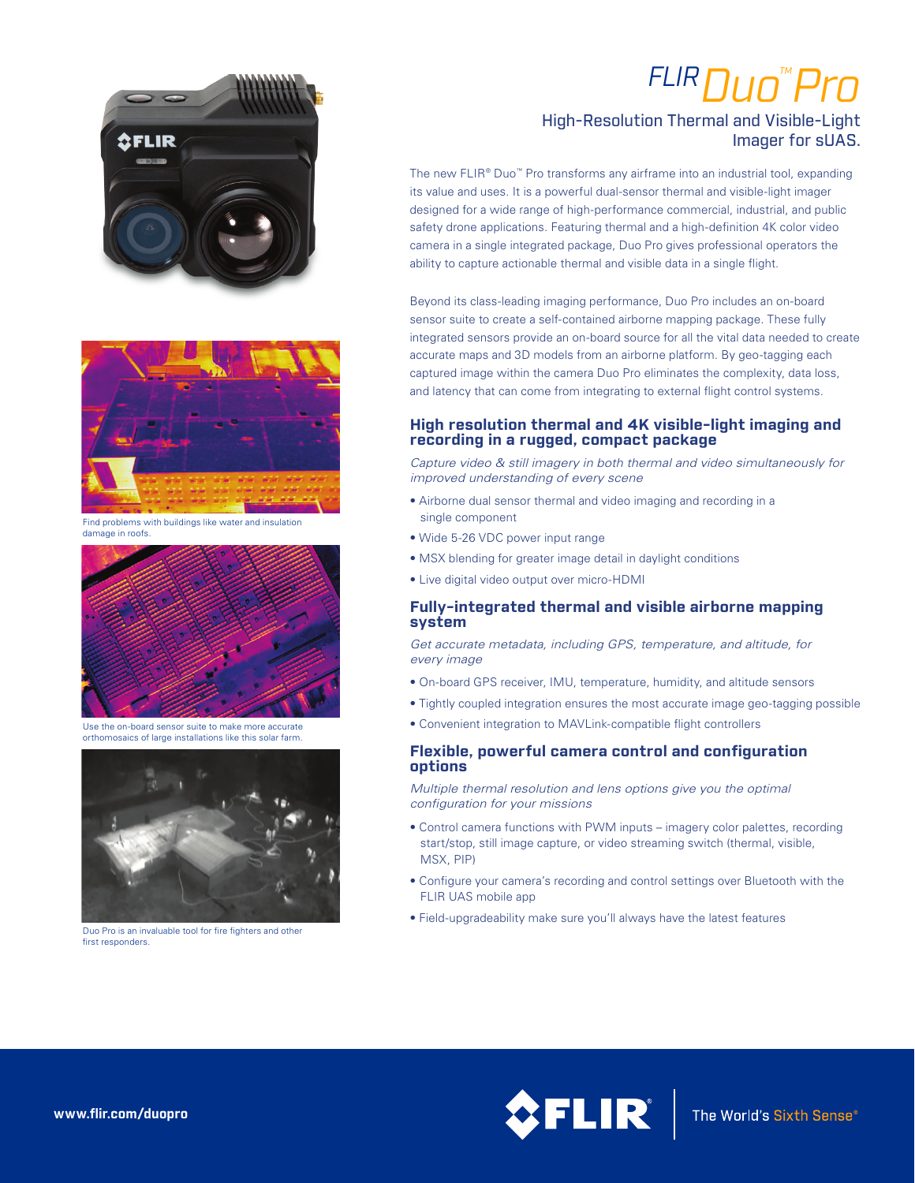# FLIR Duo™ Pro

## High-Resolution Thermal and Visible-Light Imager for sUAS.

The new FLIR® Duo™ Pro transforms any airframe into an industrial tool, expanding its value and uses. It is a powerful dual-sensor thermal and visible-light imager designed for a wide range of high-performance commercial, industrial, and public safety drone applications. Featuring thermal and a high-definition 4K color video camera in a single integrated package, Duo Pro gives professional operators the ability to capture actionable thermal and visible data in a single flight.

Beyond its class-leading imaging performance, Duo Pro includes an on-board sensor suite to create a self-contained airborne mapping package. These fully integrated sensors provide an on-board source for all the vital data needed to create accurate maps and 3D models from an airborne platform. By geo-tagging each captured image within the camera Duo Pro eliminates the complexity, data loss, and latency that can come from integrating to external flight control systems.

Find problems with buildings like water and insulation damage in roofs.

Use the on-board sensor suite to make more accurate orthomosaics of large installations like this solar farm.

Duo Pro is an invaluable tool for fire fighters and other first responders.

### High resolution thermal and 4K visible-light imaging and recording in a rugged, compact package

*Capture video & still imagery in both thermal and video simultaneously for improved understanding of every scene*

- Airborne dual sensor thermal and video imaging and recording in a single component
- Wide 5-26 VDC power input range
- MSX blending for greater image detail in daylight conditions
- Live digital video output over micro-HDMI

### Fully-integrated thermal and visible airborne mapping system

*Get accurate metadata, including GPS, temperature, and altitude, for every image*

- On-board GPS receiver, IMU, temperature, humidity, and altitude sensors
- Tightly coupled integration ensures the most accurate image geo-tagging possible
- Convenient integration to MAVLink-compatible flight controllers

### Flexible, powerful camera control and configuration options

*Multiple thermal resolution and lens options give you the optimal configuration for your missions*

- Control camera functions with PWM inputs – imagery color palettes, recording start/stop, still image capture, or video streaming switch (thermal, visible, MSX, PIP)
- Configure your camera's recording and control settings over Bluetooth with the FLIR UAS mobile app
- Field-upgradeability make sure you'll always have the latest features

**www.flir.com/duopro**

FLIR® The World's Sixth Sense®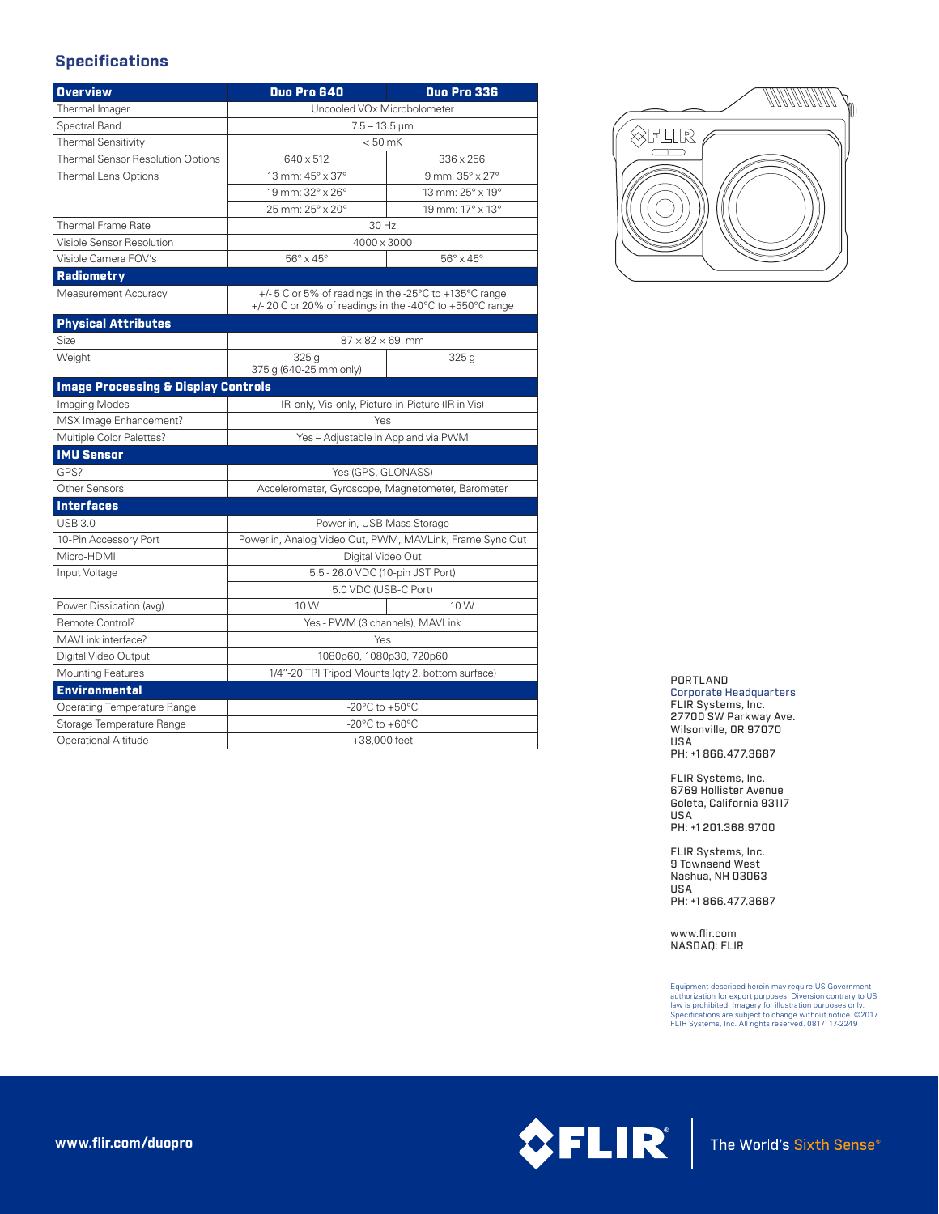## Specifications

| Overview | Duo Pro 640 | Duo Pro 336 |
| --- | --- | --- |
| Thermal Imager | Uncooled VOx Microbolometer | |
| Spectral Band | 7.5 – 13.5 µm | |
| Thermal Sensitivity | < 50 mK | |
| Thermal Sensor Resolution Options | 640 x 512 | 336 x 256 |
| Thermal Lens Options | 13 mm: 45° x 37° | 9 mm: 35° x 27° |
| | 19 mm: 32° x 26° | 13 mm: 25° x 19° |
| | 25 mm: 25° x 20° | 19 mm: 17° x 13° |
| Thermal Frame Rate | 30 Hz | |
| Visible Sensor Resolution | 4000 x 3000 | |
| Visible Camera FOV's | 56° x 45° | 56° x 45° |
| **Radiometry** | | |
| Measurement Accuracy | +/- 5 C or 5% of readings in the -25°C to +135°C range<br>+/- 20 C or 20% of readings in the -40°C to +550°C range | |
| **Physical Attributes** | | |
| Size | 87 × 82 × 69 mm | |
| Weight | 325 g<br>375 g (640-25 mm only) | 325 g |
| **Image Processing & Display Controls** | | |
| Imaging Modes | IR-only, Vis-only, Picture-in-Picture (IR in Vis) | |
| MSX Image Enhancement? | Yes | |
| Multiple Color Palettes? | Yes – Adjustable in App and via PWM | |
| **IMU Sensor** | | |
| GPS? | Yes (GPS, GLONASS) | |
| Other Sensors | Accelerometer, Gyroscope, Magnetometer, Barometer | |
| **Interfaces** | | |
| USB 3.0 | Power in, USB Mass Storage | |
| 10-Pin Accessory Port | Power in, Analog Video Out, PWM, MAVLink, Frame Sync Out | |
| Micro-HDMI | Digital Video Out | |
| Input Voltage | 5.5 - 26.0 VDC (10-pin JST Port) | |
| | 5.0 VDC (USB-C Port) | |
| Power Dissipation (avg) | 10 W | 10 W |
| Remote Control? | Yes - PWM (3 channels), MAVLink | |
| MAVLink interface? | Yes | |
| Digital Video Output | 1080p60, 1080p30, 720p60 | |
| Mounting Features | 1/4"-20 TPI Tripod Mounts (qty 2, bottom surface) | |
| **Environmental** | | |
| Operating Temperature Range | -20°C to +50°C | |
| Storage Temperature Range | -20°C to +60°C | |
| Operational Altitude | +38,000 feet | |

PORTLAND
Corporate Headquarters
FLIR Systems, Inc.
27700 SW Parkway Ave.
Wilsonville, OR 97070
USA
PH: +1 866.477.3687

FLIR Systems, Inc.
6769 Hollister Avenue
Goleta, California 93117
USA
PH: +1 201.368.9700

FLIR Systems, Inc.
9 Townsend West
Nashua, NH 03063
USA
PH: +1 866.477.3687

www.flir.com
NASDAQ: FLIR

Equipment described herein may require US Government authorization for export purposes. Diversion contrary to US law is prohibited. Imagery for illustration purposes only. Specifications are subject to change without notice. ©2017 FLIR Systems, Inc. All rights reserved. 0817 17-2249

www.flir.com/duopro

FLIR® The World's Sixth Sense®